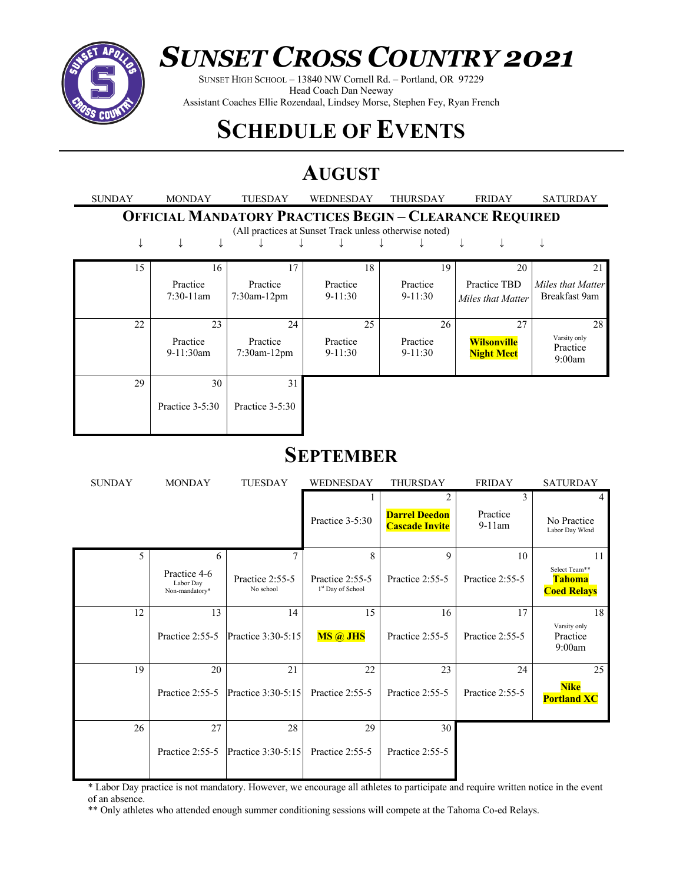# SUNSET CROSS COUNTRY 2021

SUNSET HIGH SCHOOL – 13840 NW Cornell Rd. – Portland, OR 97229
Head Coach Dan Neeway
Assistant Coaches Ellie Rozendaal, Lindsey Morse, Stephen Fey, Ryan French

# SCHEDULE OF EVENTS

## AUGUST

**OFFICIAL MANDATORY PRACTICES BEGIN – CLEARANCE REQUIRED**

(All practices at Sunset Track unless otherwise noted)

| SUNDAY | MONDAY | TUESDAY | WEDNESDAY | THURSDAY | FRIDAY | SATURDAY |
|---|---|---|---|---|---|---|
| 15 | 16<br>Practice<br>7:30-11am | 17<br>Practice<br>7:30am-12pm | 18<br>Practice<br>9-11:30 | 19<br>Practice<br>9-11:30 | 20<br>Practice TBD<br>*Miles that Matter* | 21<br>*Miles that Matter*<br>Breakfast 9am |
| 22 | 23<br>Practice<br>9-11:30am | 24<br>Practice<br>7:30am-12pm | 25<br>Practice<br>9-11:30 | 26<br>Practice<br>9-11:30 | 27<br>**Wilsonville Night Meet** | 28<br>Varsity only<br>Practice<br>9:00am |
| 29 | 30<br>Practice 3-5:30 | 31<br>Practice 3-5:30 | | | | |

## SEPTEMBER

| SUNDAY | MONDAY | TUESDAY | WEDNESDAY | THURSDAY | FRIDAY | SATURDAY |
|---|---|---|---|---|---|---|
| | | | 1<br>Practice 3-5:30 | 2<br>**Darrel Deedon Cascade Invite** | 3<br>Practice<br>9-11am | 4<br>No Practice<br>Labor Day Wknd |
| 5 | 6<br>Practice 4-6<br>Labor Day<br>Non-mandatory* | 7<br>Practice 2:55-5<br>No school | 8<br>Practice 2:55-5<br>1st Day of School | 9<br>Practice 2:55-5 | 10<br>Practice 2:55-5 | 11<br>Select Team**<br>**Tahoma Coed Relays** |
| 12 | 13<br>Practice 2:55-5 | 14<br>Practice 3:30-5:15 | 15<br>**MS @ JHS** | 16<br>Practice 2:55-5 | 17<br>Practice 2:55-5 | 18<br>Varsity only<br>Practice<br>9:00am |
| 19 | 20<br>Practice 2:55-5 | 21<br>Practice 3:30-5:15 | 22<br>Practice 2:55-5 | 23<br>Practice 2:55-5 | 24<br>Practice 2:55-5 | 25<br>**Nike Portland XC** |
| 26 | 27<br>Practice 2:55-5 | 28<br>Practice 3:30-5:15 | 29<br>Practice 2:55-5 | 30<br>Practice 2:55-5 | | |

* Labor Day practice is not mandatory. However, we encourage all athletes to participate and require written notice in the event of an absence.

** Only athletes who attended enough summer conditioning sessions will compete at the Tahoma Co-ed Relays.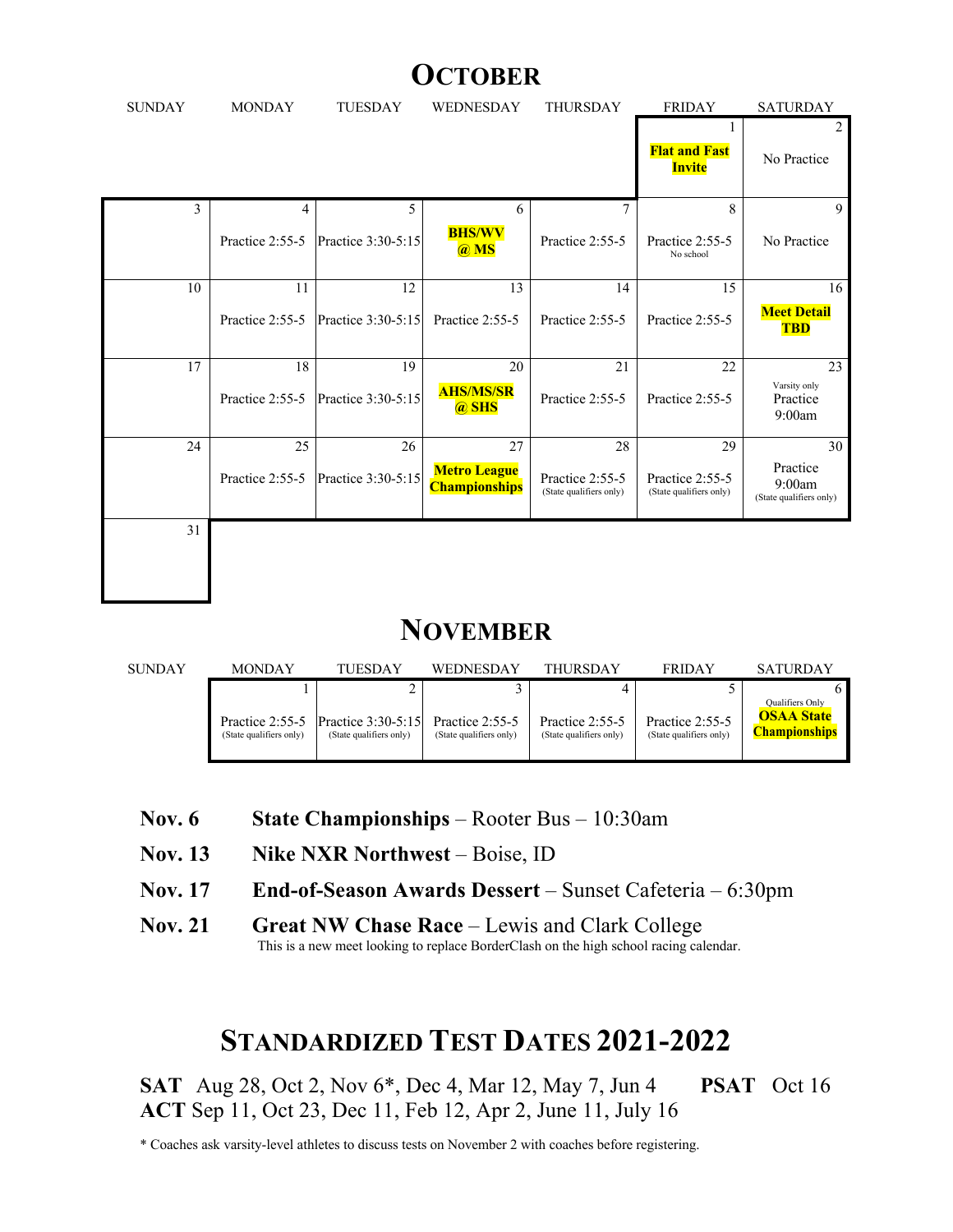# October

| SUNDAY | MONDAY | TUESDAY | WEDNESDAY | THURSDAY | FRIDAY | SATURDAY |
|---|---|---|---|---|---|---|
| | | | | | 1 **Flat and Fast Invite** | 2 No Practice |
| 3 | 4 Practice 2:55-5 | 5 Practice 3:30-5:15 | 6 **BHS/WV @ MS** | 7 Practice 2:55-5 | 8 Practice 2:55-5 No school | 9 No Practice |
| 10 | 11 Practice 2:55-5 | 12 Practice 3:30-5:15 | 13 Practice 2:55-5 | 14 Practice 2:55-5 | 15 Practice 2:55-5 | 16 **Meet Detail TBD** |
| 17 | 18 Practice 2:55-5 | 19 Practice 3:30-5:15 | 20 **AHS/MS/SR @ SHS** | 21 Practice 2:55-5 | 22 Practice 2:55-5 | 23 Varsity only Practice 9:00am |
| 24 | 25 Practice 2:55-5 | 26 Practice 3:30-5:15 | 27 **Metro League Championships** | 28 Practice 2:55-5 (State qualifiers only) | 29 Practice 2:55-5 (State qualifiers only) | 30 Practice 9:00am (State qualifiers only) |
| 31 | | | | | | |

# November

| SUNDAY | MONDAY | TUESDAY | WEDNESDAY | THURSDAY | FRIDAY | SATURDAY |
|---|---|---|---|---|---|---|
| | 1 Practice 2:55-5 (State qualifiers only) | 2 Practice 3:30-5:15 (State qualifiers only) | 3 Practice 2:55-5 (State qualifiers only) | 4 Practice 2:55-5 (State qualifiers only) | 5 Practice 2:55-5 (State qualifiers only) | 6 Qualifiers Only **OSAA State Championships** |

**Nov. 6** **State Championships** – Rooter Bus – 10:30am

**Nov. 13** **Nike NXR Northwest** – Boise, ID

**Nov. 17** **End-of-Season Awards Dessert** – Sunset Cafeteria – 6:30pm

**Nov. 21** **Great NW Chase Race** – Lewis and Clark College
This is a new meet looking to replace BorderClash on the high school racing calendar.

# Standardized Test Dates 2021-2022

**SAT** Aug 28, Oct 2, Nov 6*, Dec 4, Mar 12, May 7, Jun 4 **PSAT** Oct 16
**ACT** Sep 11, Oct 23, Dec 11, Feb 12, Apr 2, June 11, July 16

* Coaches ask varsity-level athletes to discuss tests on November 2 with coaches before registering.